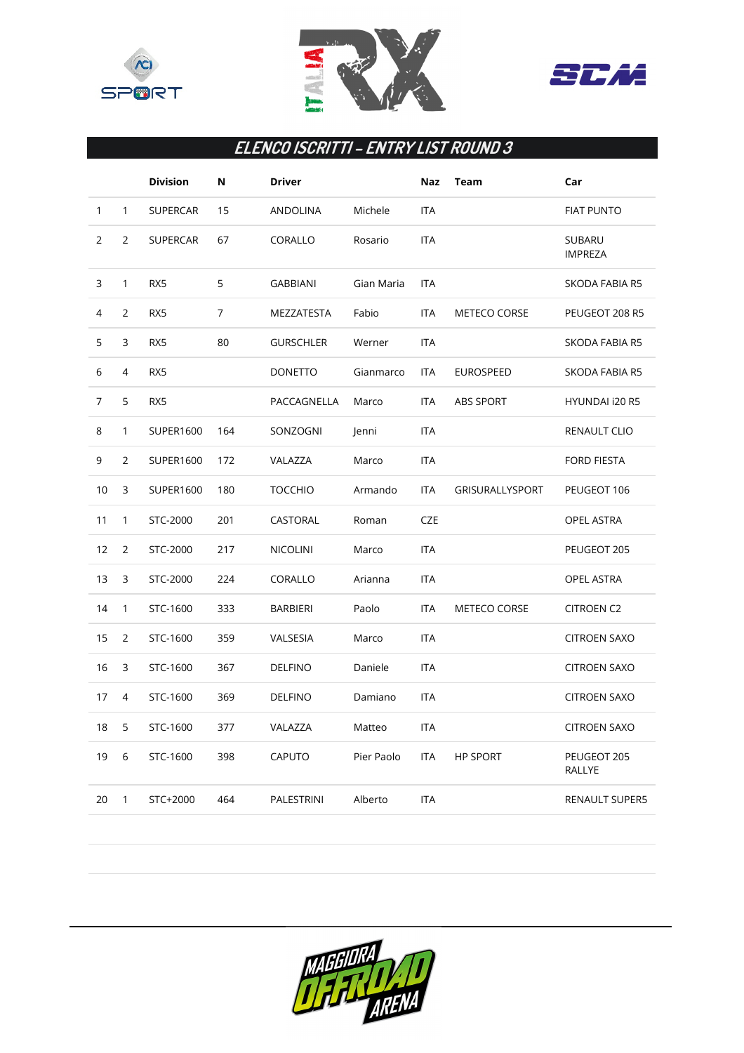# ELENCO ISCRITTI – ENTRY LIST ROUND 3

| | | Division | N | Driver | | Naz | Team | Car |
|---|---|---|---|---|---|---|---|---|
| 1 | 1 | SUPERCAR | 15 | ANDOLINA | Michele | ITA | | FIAT PUNTO |
| 2 | 2 | SUPERCAR | 67 | CORALLO | Rosario | ITA | | SUBARU IMPREZA |
| 3 | 1 | RX5 | 5 | GABBIANI | Gian Maria | ITA | | SKODA FABIA R5 |
| 4 | 2 | RX5 | 7 | MEZZATESTA | Fabio | ITA | METECO CORSE | PEUGEOT 208 R5 |
| 5 | 3 | RX5 | 80 | GURSCHLER | Werner | ITA | | SKODA FABIA R5 |
| 6 | 4 | RX5 | | DONETTO | Gianmarco | ITA | EUROSPEED | SKODA FABIA R5 |
| 7 | 5 | RX5 | | PACCAGNELLA | Marco | ITA | ABS SPORT | HYUNDAI i20 R5 |
| 8 | 1 | SUPER1600 | 164 | SONZOGNI | Jenni | ITA | | RENAULT CLIO |
| 9 | 2 | SUPER1600 | 172 | VALAZZA | Marco | ITA | | FORD FIESTA |
| 10 | 3 | SUPER1600 | 180 | TOCCHIO | Armando | ITA | GRISURALLYSPORT | PEUGEOT 106 |
| 11 | 1 | STC-2000 | 201 | CASTORAL | Roman | CZE | | OPEL ASTRA |
| 12 | 2 | STC-2000 | 217 | NICOLINI | Marco | ITA | | PEUGEOT 205 |
| 13 | 3 | STC-2000 | 224 | CORALLO | Arianna | ITA | | OPEL ASTRA |
| 14 | 1 | STC-1600 | 333 | BARBIERI | Paolo | ITA | METECO CORSE | CITROEN C2 |
| 15 | 2 | STC-1600 | 359 | VALSESIA | Marco | ITA | | CITROEN SAXO |
| 16 | 3 | STC-1600 | 367 | DELFINO | Daniele | ITA | | CITROEN SAXO |
| 17 | 4 | STC-1600 | 369 | DELFINO | Damiano | ITA | | CITROEN SAXO |
| 18 | 5 | STC-1600 | 377 | VALAZZA | Matteo | ITA | | CITROEN SAXO |
| 19 | 6 | STC-1600 | 398 | CAPUTO | Pier Paolo | ITA | HP SPORT | PEUGEOT 205 RALLYE |
| 20 | 1 | STC+2000 | 464 | PALESTRINI | Alberto | ITA | | RENAULT SUPER5 |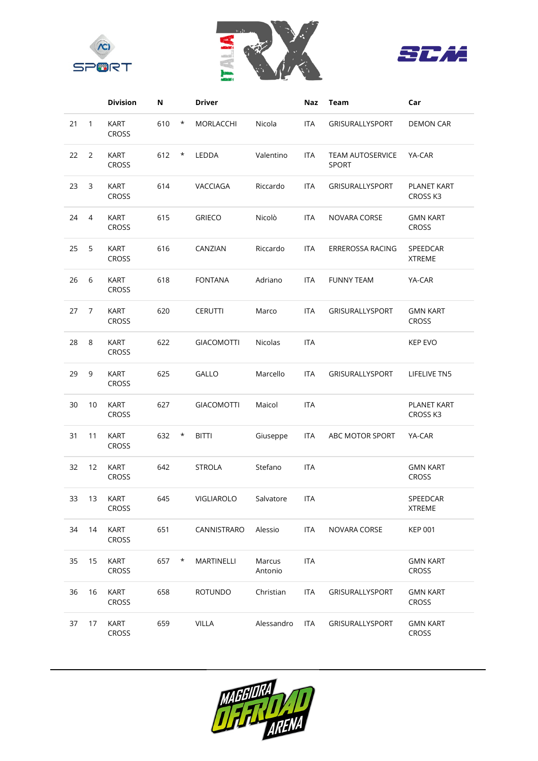| | | Division | N | | Driver | | Naz | Team | Car |
|---|---|---|---|---|---|---|---|---|---|
| 21 | 1 | KART CROSS | 610 | * | MORLACCHI | Nicola | ITA | GRISURALLYSPORT | DEMON CAR |
| 22 | 2 | KART CROSS | 612 | * | LEDDA | Valentino | ITA | TEAM AUTOSERVICE SPORT | YA-CAR |
| 23 | 3 | KART CROSS | 614 | | VACCIAGA | Riccardo | ITA | GRISURALLYSPORT | PLANET KART CROSS K3 |
| 24 | 4 | KART CROSS | 615 | | GRIECO | Nicolò | ITA | NOVARA CORSE | GMN KART CROSS |
| 25 | 5 | KART CROSS | 616 | | CANZIAN | Riccardo | ITA | ERREROSSA RACING | SPEEDCAR XTREME |
| 26 | 6 | KART CROSS | 618 | | FONTANA | Adriano | ITA | FUNNY TEAM | YA-CAR |
| 27 | 7 | KART CROSS | 620 | | CERUTTI | Marco | ITA | GRISURALLYSPORT | GMN KART CROSS |
| 28 | 8 | KART CROSS | 622 | | GIACOMOTTI | Nicolas | ITA | | KEP EVO |
| 29 | 9 | KART CROSS | 625 | | GALLO | Marcello | ITA | GRISURALLYSPORT | LIFELIVE TN5 |
| 30 | 10 | KART CROSS | 627 | | GIACOMOTTI | Maicol | ITA | | PLANET KART CROSS K3 |
| 31 | 11 | KART CROSS | 632 | * | BITTI | Giuseppe | ITA | ABC MOTOR SPORT | YA-CAR |
| 32 | 12 | KART CROSS | 642 | | STROLA | Stefano | ITA | | GMN KART CROSS |
| 33 | 13 | KART CROSS | 645 | | VIGLIAROLO | Salvatore | ITA | | SPEEDCAR XTREME |
| 34 | 14 | KART CROSS | 651 | | CANNISTRARO | Alessio | ITA | NOVARA CORSE | KEP 001 |
| 35 | 15 | KART CROSS | 657 | * | MARTINELLI | Marcus Antonio | ITA | | GMN KART CROSS |
| 36 | 16 | KART CROSS | 658 | | ROTUNDO | Christian | ITA | GRISURALLYSPORT | GMN KART CROSS |
| 37 | 17 | KART CROSS | 659 | | VILLA | Alessandro | ITA | GRISURALLYSPORT | GMN KART CROSS |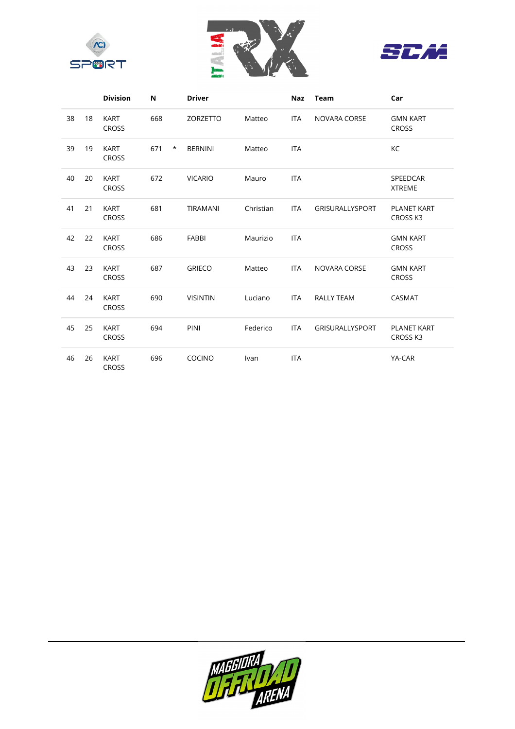| | | Division | N | | Driver | | Naz | Team | Car |
|---|---|---|---|---|---|---|---|---|---|
| 38 | 18 | KART CROSS | 668 | | ZORZETTO | Matteo | ITA | NOVARA CORSE | GMN KART CROSS |
| 39 | 19 | KART CROSS | 671 | * | BERNINI | Matteo | ITA | | KC |
| 40 | 20 | KART CROSS | 672 | | VICARIO | Mauro | ITA | | SPEEDCAR XTREME |
| 41 | 21 | KART CROSS | 681 | | TIRAMANI | Christian | ITA | GRISURALLYSPORT | PLANET KART CROSS K3 |
| 42 | 22 | KART CROSS | 686 | | FABBI | Maurizio | ITA | | GMN KART CROSS |
| 43 | 23 | KART CROSS | 687 | | GRIECO | Matteo | ITA | NOVARA CORSE | GMN KART CROSS |
| 44 | 24 | KART CROSS | 690 | | VISINTIN | Luciano | ITA | RALLY TEAM | CASMAT |
| 45 | 25 | KART CROSS | 694 | | PINI | Federico | ITA | GRISURALLYSPORT | PLANET KART CROSS K3 |
| 46 | 26 | KART CROSS | 696 | | COCINO | Ivan | ITA | | YA-CAR |